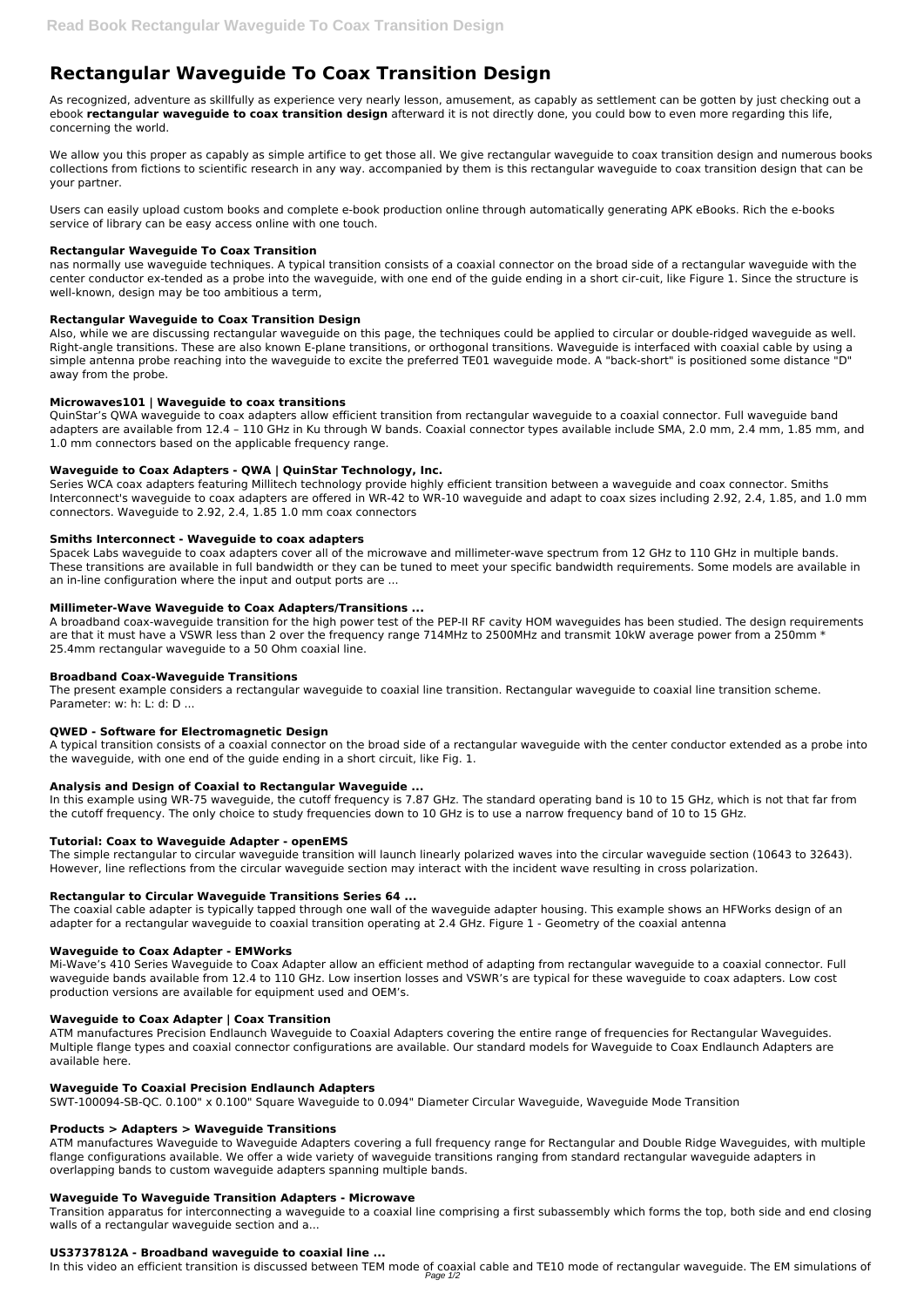# Rectangular Waveguide To Coax Transition Design

As recognized, adventure as skillfully as experience very nearly lesson, amusement, as capably as settlement can be gotten by just checking out a ebook **rectangular waveguide to coax transition design** afterward it is not directly done, you could bow to even more regarding this life, concerning the world.

We allow you this proper as capably as simple artifice to get those all. We give rectangular waveguide to coax transition design and numerous books collections from fictions to scientific research in any way. accompanied by them is this rectangular waveguide to coax transition design that can be your partner.

Users can easily upload custom books and complete e-book production online through automatically generating APK eBooks. Rich the e-books service of library can be easy access online with one touch.

### Rectangular Waveguide To Coax Transition

nas normally use waveguide techniques. A typical transition consists of a coaxial connector on the broad side of a rectangular waveguide with the center conductor ex-tended as a probe into the waveguide, with one end of the guide ending in a short cir-cuit, like Figure 1. Since the structure is well-known, design may be too ambitious a term,

### Rectangular Waveguide to Coax Transition Design

Also, while we are discussing rectangular waveguide on this page, the techniques could be applied to circular or double-ridged waveguide as well. Right-angle transitions. These are also known E-plane transitions, or orthogonal transitions. Waveguide is interfaced with coaxial cable by using a simple antenna probe reaching into the waveguide to excite the preferred TE01 waveguide mode. A "back-short" is positioned some distance "D" away from the probe.

### Microwaves101 | Waveguide to coax transitions

QuinStar's QWA waveguide to coax adapters allow efficient transition from rectangular waveguide to a coaxial connector. Full waveguide band adapters are available from 12.4 – 110 GHz in Ku through W bands. Coaxial connector types available include SMA, 2.0 mm, 2.4 mm, 1.85 mm, and 1.0 mm connectors based on the applicable frequency range.

### Waveguide to Coax Adapters - QWA | QuinStar Technology, Inc.

Series WCA coax adapters featuring Millitech technology provide highly efficient transition between a waveguide and coax connector. Smiths Interconnect's waveguide to coax adapters are offered in WR-42 to WR-10 waveguide and adapt to coax sizes including 2.92, 2.4, 1.85, and 1.0 mm connectors. Waveguide to 2.92, 2.4, 1.85 1.0 mm coax connectors

### Smiths Interconnect - Waveguide to coax adapters

Spacek Labs waveguide to coax adapters cover all of the microwave and millimeter-wave spectrum from 12 GHz to 110 GHz in multiple bands. These transitions are available in full bandwidth or they can be tuned to meet your specific bandwidth requirements. Some models are available in an in-line configuration where the input and output ports are ...

### Millimeter-Wave Waveguide to Coax Adapters/Transitions ...

A broadband coax-waveguide transition for the high power test of the PEP-II RF cavity HOM waveguides has been studied. The design requirements are that it must have a VSWR less than 2 over the frequency range 714MHz to 2500MHz and transmit 10kW average power from a 250mm * 25.4mm rectangular waveguide to a 50 Ohm coaxial line.

### Broadband Coax-Waveguide Transitions

The present example considers a rectangular waveguide to coaxial line transition. Rectangular waveguide to coaxial line transition scheme. Parameter: w: h: L: d: D ...

### QWED - Software for Electromagnetic Design

A typical transition consists of a coaxial connector on the broad side of a rectangular waveguide with the center conductor extended as a probe into the waveguide, with one end of the guide ending in a short circuit, like Fig. 1.

### Analysis and Design of Coaxial to Rectangular Waveguide ...

In this example using WR-75 waveguide, the cutoff frequency is 7.87 GHz. The standard operating band is 10 to 15 GHz, which is not that far from the cutoff frequency. The only choice to study frequencies down to 10 GHz is to use a narrow frequency band of 10 to 15 GHz.

### Tutorial: Coax to Waveguide Adapter - openEMS

The simple rectangular to circular waveguide transition will launch linearly polarized waves into the circular waveguide section (10643 to 32643). However, line reflections from the circular waveguide section may interact with the incident wave resulting in cross polarization.

### Rectangular to Circular Waveguide Transitions Series 64 ...

The coaxial cable adapter is typically tapped through one wall of the waveguide adapter housing. This example shows an HFWorks design of an adapter for a rectangular waveguide to coaxial transition operating at 2.4 GHz. Figure 1 - Geometry of the coaxial antenna

### Waveguide to Coax Adapter - EMWorks

Mi-Wave's 410 Series Waveguide to Coax Adapter allow an efficient method of adapting from rectangular waveguide to a coaxial connector. Full waveguide bands available from 12.4 to 110 GHz. Low insertion losses and VSWR's are typical for these waveguide to coax adapters. Low cost production versions are available for equipment used and OEM's.

### Waveguide to Coax Adapter | Coax Transition

ATM manufactures Precision Endlaunch Waveguide to Coaxial Adapters covering the entire range of frequencies for Rectangular Waveguides. Multiple flange types and coaxial connector configurations are available. Our standard models for Waveguide to Coax Endlaunch Adapters are available here.

### Waveguide To Coaxial Precision Endlaunch Adapters

SWT-100094-SB-QC. 0.100" x 0.100" Square Waveguide to 0.094" Diameter Circular Waveguide, Waveguide Mode Transition

### Products > Adapters > Waveguide Transitions

ATM manufactures Waveguide to Waveguide Adapters covering a full frequency range for Rectangular and Double Ridge Waveguides, with multiple flange configurations available. We offer a wide variety of waveguide transitions ranging from standard rectangular waveguide adapters in overlapping bands to custom waveguide adapters spanning multiple bands.

### Waveguide To Waveguide Transition Adapters - Microwave

Transition apparatus for interconnecting a waveguide to a coaxial line comprising a first subassembly which forms the top, both side and end closing walls of a rectangular waveguide section and a...

### US3737812A - Broadband waveguide to coaxial line ...

In this video an efficient transition is discussed between TEM mode of coaxial cable and TE10 mode of rectangular waveguide. The EM simulations of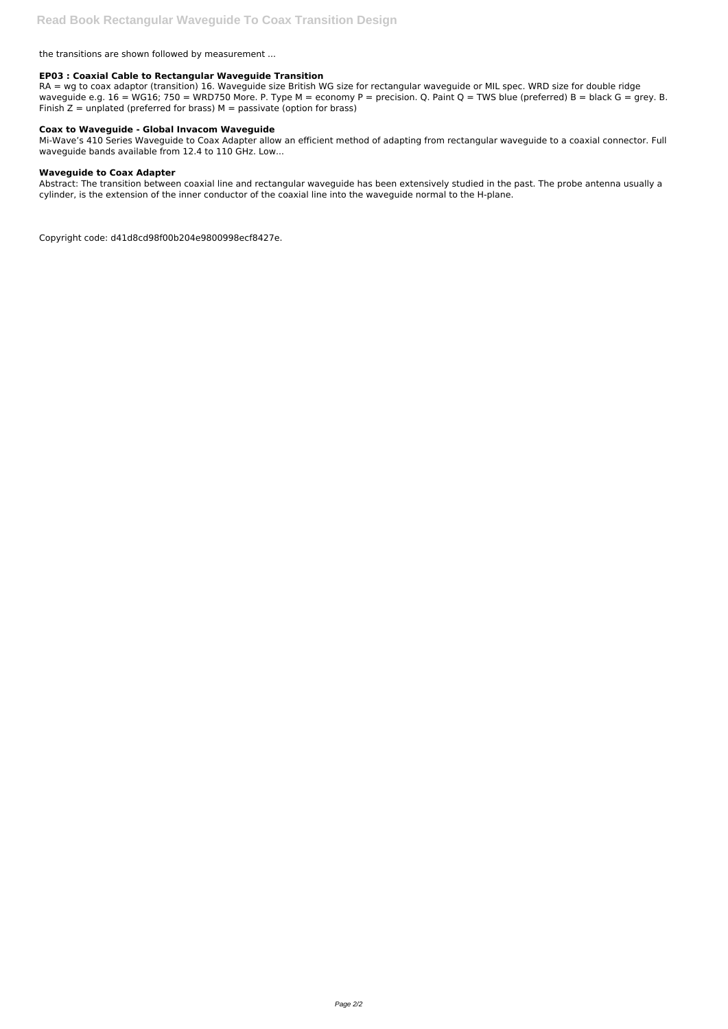the transitions are shown followed by measurement ...

### EP03 : Coaxial Cable to Rectangular Waveguide Transition

RA = wg to coax adaptor (transition) 16. Waveguide size British WG size for rectangular waveguide or MIL spec. WRD size for double ridge waveguide e.g. 16 = WG16; 750 = WRD750 More. P. Type M = economy P = precision. Q. Paint Q = TWS blue (preferred) B = black G = grey. B. Finish Z = unplated (preferred for brass) M = passivate (option for brass)

### Coax to Waveguide - Global Invacom Waveguide

Mi-Wave's 410 Series Waveguide to Coax Adapter allow an efficient method of adapting from rectangular waveguide to a coaxial connector. Full waveguide bands available from 12.4 to 110 GHz. Low...

### Waveguide to Coax Adapter

Abstract: The transition between coaxial line and rectangular waveguide has been extensively studied in the past. The probe antenna usually a cylinder, is the extension of the inner conductor of the coaxial line into the waveguide normal to the H-plane.

Copyright code: d41d8cd98f00b204e9800998ecf8427e.